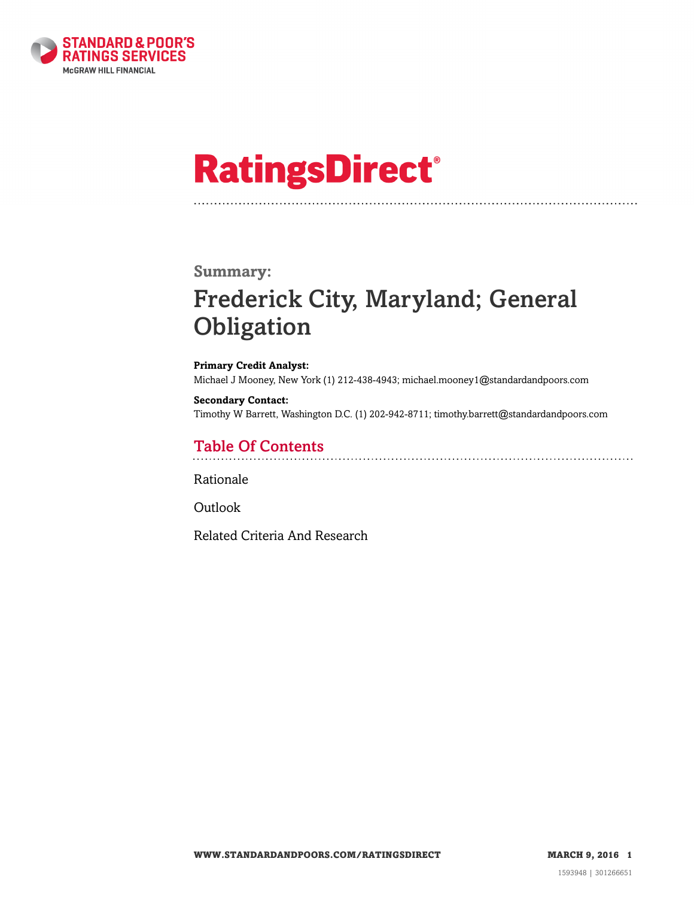STANDARD & POOR'S RATINGS SERVICES
McGRAW HILL FINANCIAL

# RatingsDirect®

## Summary:

# Frederick City, Maryland; General Obligation

**Primary Credit Analyst:**
Michael J Mooney, New York (1) 212-438-4943; michael.mooney1@standardandpoors.com

**Secondary Contact:**
Timothy W Barrett, Washington D.C. (1) 202-942-8711; timothy.barrett@standardandpoors.com

## Table Of Contents

Rationale

Outlook

Related Criteria And Research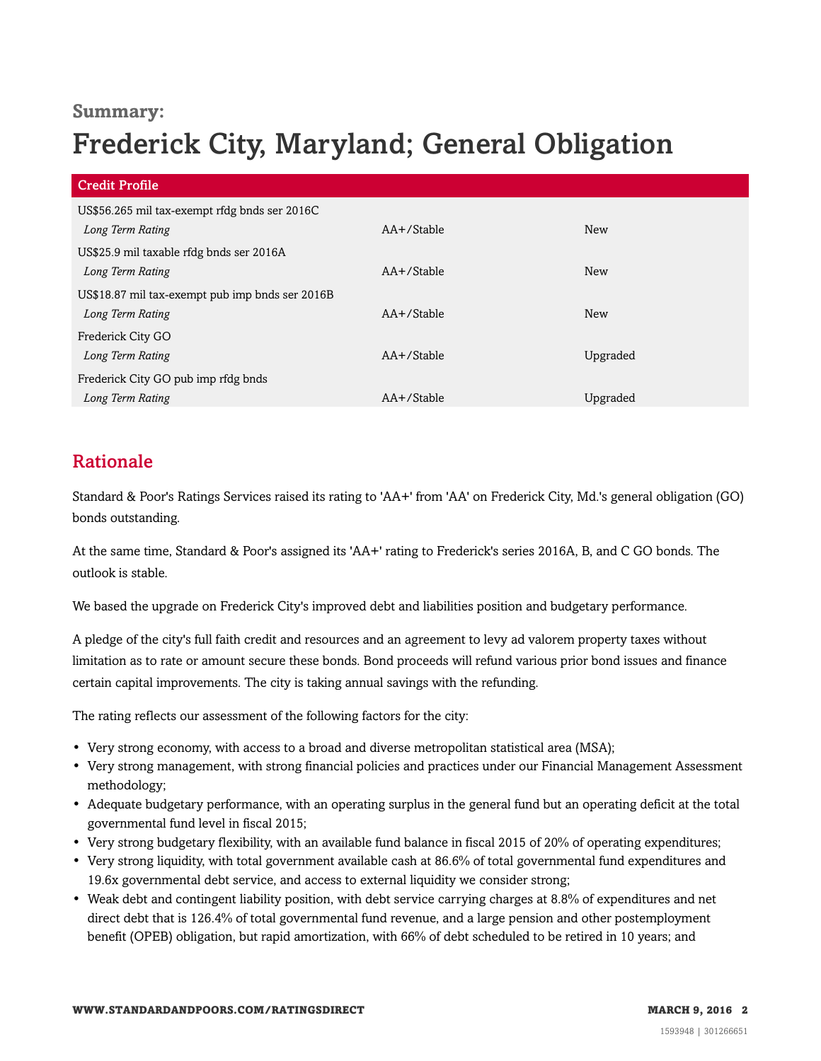**Summary:**

# Frederick City, Maryland; General Obligation

| Credit Profile | | |
|---|---|---|
| US$56.265 mil tax-exempt rfdg bnds ser 2016C | | |
| *Long Term Rating* | AA+/Stable | New |
| US$25.9 mil taxable rfdg bnds ser 2016A | | |
| *Long Term Rating* | AA+/Stable | New |
| US$18.87 mil tax-exempt pub imp bnds ser 2016B | | |
| *Long Term Rating* | AA+/Stable | New |
| Frederick City GO | | |
| *Long Term Rating* | AA+/Stable | Upgraded |
| Frederick City GO pub imp rfdg bnds | | |
| *Long Term Rating* | AA+/Stable | Upgraded |

## Rationale

Standard & Poor's Ratings Services raised its rating to 'AA+' from 'AA' on Frederick City, Md.'s general obligation (GO) bonds outstanding.

At the same time, Standard & Poor's assigned its 'AA+' rating to Frederick's series 2016A, B, and C GO bonds. The outlook is stable.

We based the upgrade on Frederick City's improved debt and liabilities position and budgetary performance.

A pledge of the city's full faith credit and resources and an agreement to levy ad valorem property taxes without limitation as to rate or amount secure these bonds. Bond proceeds will refund various prior bond issues and finance certain capital improvements. The city is taking annual savings with the refunding.

The rating reflects our assessment of the following factors for the city:

- Very strong economy, with access to a broad and diverse metropolitan statistical area (MSA);
- Very strong management, with strong financial policies and practices under our Financial Management Assessment methodology;
- Adequate budgetary performance, with an operating surplus in the general fund but an operating deficit at the total governmental fund level in fiscal 2015;
- Very strong budgetary flexibility, with an available fund balance in fiscal 2015 of 20% of operating expenditures;
- Very strong liquidity, with total government available cash at 86.6% of total governmental fund expenditures and 19.6x governmental debt service, and access to external liquidity we consider strong;
- Weak debt and contingent liability position, with debt service carrying charges at 8.8% of expenditures and net direct debt that is 126.4% of total governmental fund revenue, and a large pension and other postemployment benefit (OPEB) obligation, but rapid amortization, with 66% of debt scheduled to be retired in 10 years; and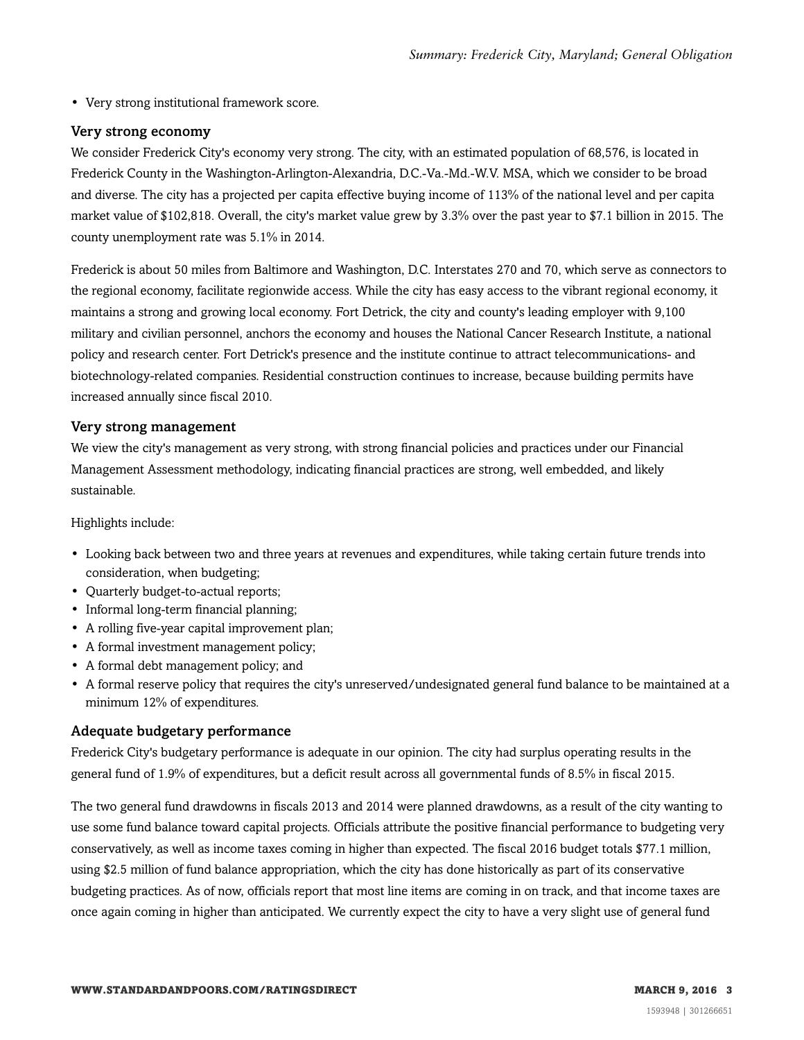- Very strong institutional framework score.

### Very strong economy

We consider Frederick City's economy very strong. The city, with an estimated population of 68,576, is located in Frederick County in the Washington-Arlington-Alexandria, D.C.-Va.-Md.-W.V. MSA, which we consider to be broad and diverse. The city has a projected per capita effective buying income of 113% of the national level and per capita market value of $102,818. Overall, the city's market value grew by 3.3% over the past year to $7.1 billion in 2015. The county unemployment rate was 5.1% in 2014.

Frederick is about 50 miles from Baltimore and Washington, D.C. Interstates 270 and 70, which serve as connectors to the regional economy, facilitate regionwide access. While the city has easy access to the vibrant regional economy, it maintains a strong and growing local economy. Fort Detrick, the city and county's leading employer with 9,100 military and civilian personnel, anchors the economy and houses the National Cancer Research Institute, a national policy and research center. Fort Detrick's presence and the institute continue to attract telecommunications- and biotechnology-related companies. Residential construction continues to increase, because building permits have increased annually since fiscal 2010.

### Very strong management

We view the city's management as very strong, with strong financial policies and practices under our Financial Management Assessment methodology, indicating financial practices are strong, well embedded, and likely sustainable.

Highlights include:

- Looking back between two and three years at revenues and expenditures, while taking certain future trends into consideration, when budgeting;
- Quarterly budget-to-actual reports;
- Informal long-term financial planning;
- A rolling five-year capital improvement plan;
- A formal investment management policy;
- A formal debt management policy; and
- A formal reserve policy that requires the city's unreserved/undesignated general fund balance to be maintained at a minimum 12% of expenditures.

### Adequate budgetary performance

Frederick City's budgetary performance is adequate in our opinion. The city had surplus operating results in the general fund of 1.9% of expenditures, but a deficit result across all governmental funds of 8.5% in fiscal 2015.

The two general fund drawdowns in fiscals 2013 and 2014 were planned drawdowns, as a result of the city wanting to use some fund balance toward capital projects. Officials attribute the positive financial performance to budgeting very conservatively, as well as income taxes coming in higher than expected. The fiscal 2016 budget totals $77.1 million, using $2.5 million of fund balance appropriation, which the city has done historically as part of its conservative budgeting practices. As of now, officials report that most line items are coming in on track, and that income taxes are once again coming in higher than anticipated. We currently expect the city to have a very slight use of general fund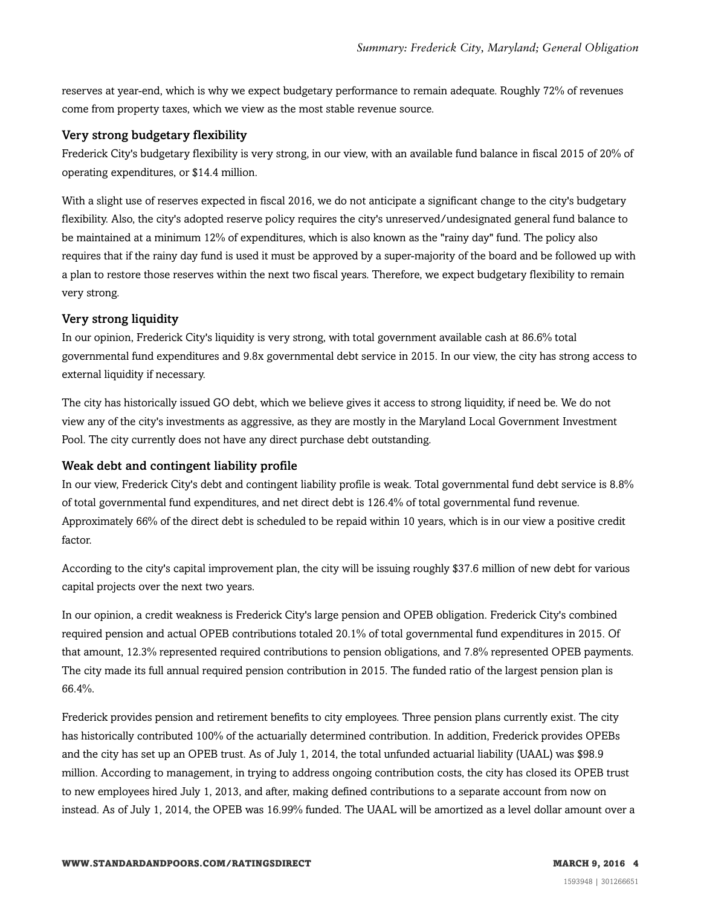reserves at year-end, which is why we expect budgetary performance to remain adequate. Roughly 72% of revenues come from property taxes, which we view as the most stable revenue source.

### Very strong budgetary flexibility

Frederick City's budgetary flexibility is very strong, in our view, with an available fund balance in fiscal 2015 of 20% of operating expenditures, or $14.4 million.

With a slight use of reserves expected in fiscal 2016, we do not anticipate a significant change to the city's budgetary flexibility. Also, the city's adopted reserve policy requires the city's unreserved/undesignated general fund balance to be maintained at a minimum 12% of expenditures, which is also known as the "rainy day" fund. The policy also requires that if the rainy day fund is used it must be approved by a super-majority of the board and be followed up with a plan to restore those reserves within the next two fiscal years. Therefore, we expect budgetary flexibility to remain very strong.

### Very strong liquidity

In our opinion, Frederick City's liquidity is very strong, with total government available cash at 86.6% total governmental fund expenditures and 9.8x governmental debt service in 2015. In our view, the city has strong access to external liquidity if necessary.

The city has historically issued GO debt, which we believe gives it access to strong liquidity, if need be. We do not view any of the city's investments as aggressive, as they are mostly in the Maryland Local Government Investment Pool. The city currently does not have any direct purchase debt outstanding.

### Weak debt and contingent liability profile

In our view, Frederick City's debt and contingent liability profile is weak. Total governmental fund debt service is 8.8% of total governmental fund expenditures, and net direct debt is 126.4% of total governmental fund revenue. Approximately 66% of the direct debt is scheduled to be repaid within 10 years, which is in our view a positive credit factor.

According to the city's capital improvement plan, the city will be issuing roughly $37.6 million of new debt for various capital projects over the next two years.

In our opinion, a credit weakness is Frederick City's large pension and OPEB obligation. Frederick City's combined required pension and actual OPEB contributions totaled 20.1% of total governmental fund expenditures in 2015. Of that amount, 12.3% represented required contributions to pension obligations, and 7.8% represented OPEB payments. The city made its full annual required pension contribution in 2015. The funded ratio of the largest pension plan is 66.4%.

Frederick provides pension and retirement benefits to city employees. Three pension plans currently exist. The city has historically contributed 100% of the actuarially determined contribution. In addition, Frederick provides OPEBs and the city has set up an OPEB trust. As of July 1, 2014, the total unfunded actuarial liability (UAAL) was $98.9 million. According to management, in trying to address ongoing contribution costs, the city has closed its OPEB trust to new employees hired July 1, 2013, and after, making defined contributions to a separate account from now on instead. As of July 1, 2014, the OPEB was 16.99% funded. The UAAL will be amortized as a level dollar amount over a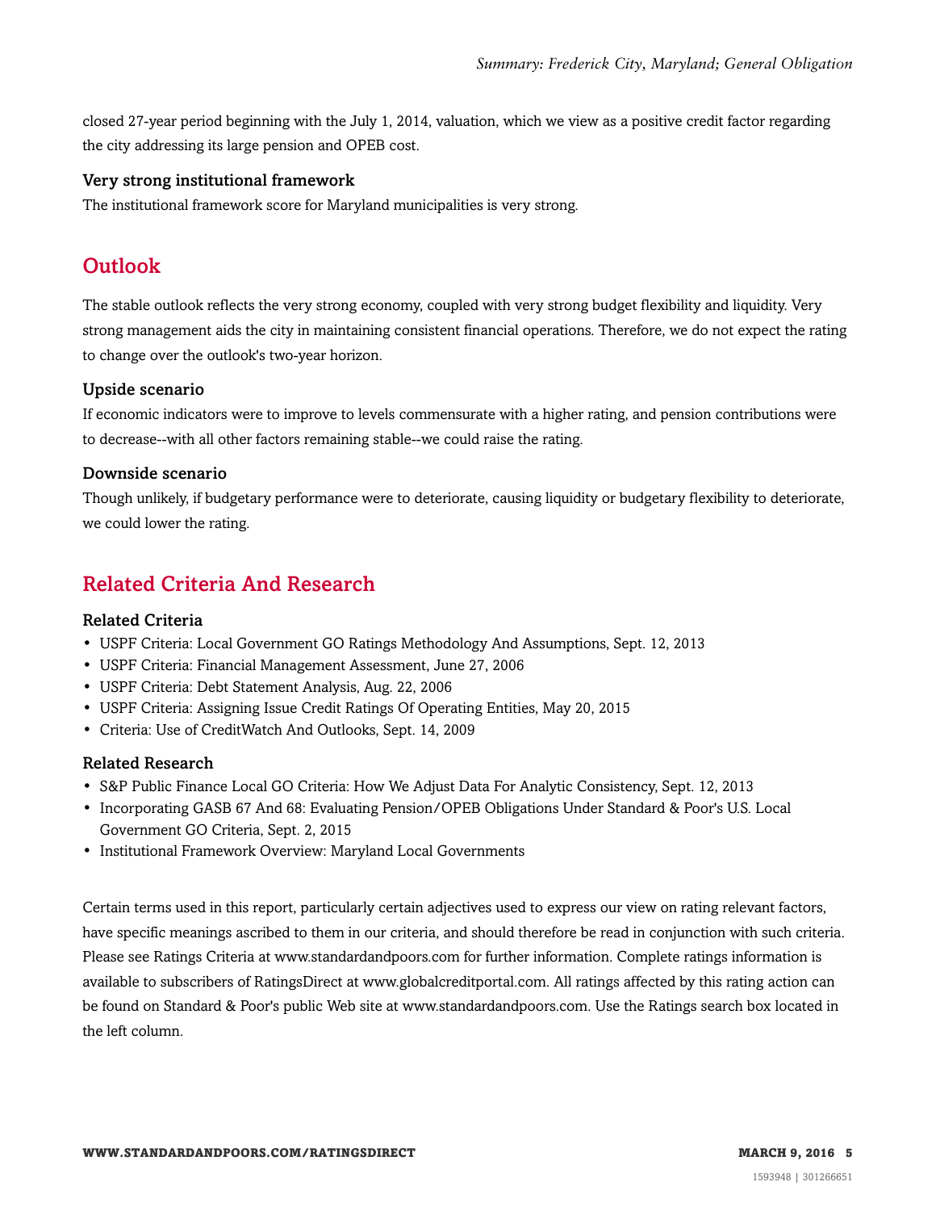closed 27-year period beginning with the July 1, 2014, valuation, which we view as a positive credit factor regarding the city addressing its large pension and OPEB cost.

### Very strong institutional framework

The institutional framework score for Maryland municipalities is very strong.

## Outlook

The stable outlook reflects the very strong economy, coupled with very strong budget flexibility and liquidity. Very strong management aids the city in maintaining consistent financial operations. Therefore, we do not expect the rating to change over the outlook's two-year horizon.

### Upside scenario

If economic indicators were to improve to levels commensurate with a higher rating, and pension contributions were to decrease--with all other factors remaining stable--we could raise the rating.

### Downside scenario

Though unlikely, if budgetary performance were to deteriorate, causing liquidity or budgetary flexibility to deteriorate, we could lower the rating.

## Related Criteria And Research

### Related Criteria

- USPF Criteria: Local Government GO Ratings Methodology And Assumptions, Sept. 12, 2013
- USPF Criteria: Financial Management Assessment, June 27, 2006
- USPF Criteria: Debt Statement Analysis, Aug. 22, 2006
- USPF Criteria: Assigning Issue Credit Ratings Of Operating Entities, May 20, 2015
- Criteria: Use of CreditWatch And Outlooks, Sept. 14, 2009

### Related Research

- S&P Public Finance Local GO Criteria: How We Adjust Data For Analytic Consistency, Sept. 12, 2013
- Incorporating GASB 67 And 68: Evaluating Pension/OPEB Obligations Under Standard & Poor's U.S. Local Government GO Criteria, Sept. 2, 2015
- Institutional Framework Overview: Maryland Local Governments

Certain terms used in this report, particularly certain adjectives used to express our view on rating relevant factors, have specific meanings ascribed to them in our criteria, and should therefore be read in conjunction with such criteria. Please see Ratings Criteria at www.standardandpoors.com for further information. Complete ratings information is available to subscribers of RatingsDirect at www.globalcreditportal.com. All ratings affected by this rating action can be found on Standard & Poor's public Web site at www.standardandpoors.com. Use the Ratings search box located in the left column.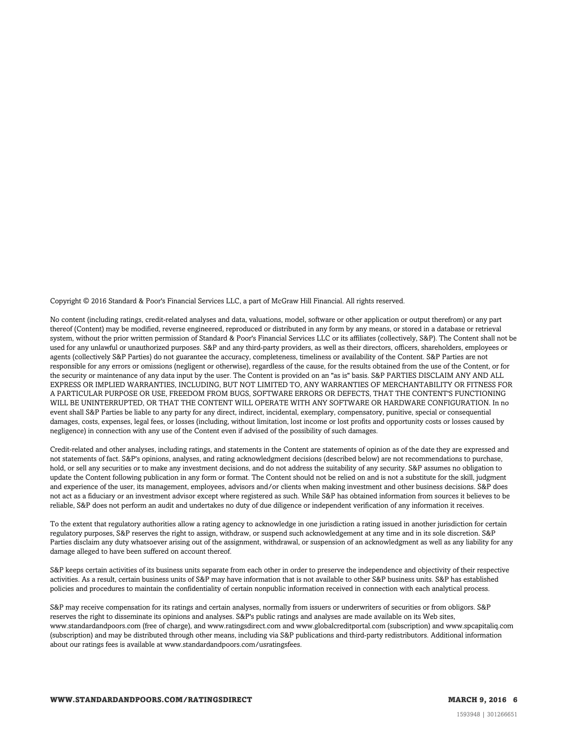Copyright © 2016 Standard & Poor's Financial Services LLC, a part of McGraw Hill Financial. All rights reserved.

No content (including ratings, credit-related analyses and data, valuations, model, software or other application or output therefrom) or any part thereof (Content) may be modified, reverse engineered, reproduced or distributed in any form by any means, or stored in a database or retrieval system, without the prior written permission of Standard & Poor's Financial Services LLC or its affiliates (collectively, S&P). The Content shall not be used for any unlawful or unauthorized purposes. S&P and any third-party providers, as well as their directors, officers, shareholders, employees or agents (collectively S&P Parties) do not guarantee the accuracy, completeness, timeliness or availability of the Content. S&P Parties are not responsible for any errors or omissions (negligent or otherwise), regardless of the cause, for the results obtained from the use of the Content, or for the security or maintenance of any data input by the user. The Content is provided on an "as is" basis. S&P PARTIES DISCLAIM ANY AND ALL EXPRESS OR IMPLIED WARRANTIES, INCLUDING, BUT NOT LIMITED TO, ANY WARRANTIES OF MERCHANTABILITY OR FITNESS FOR A PARTICULAR PURPOSE OR USE, FREEDOM FROM BUGS, SOFTWARE ERRORS OR DEFECTS, THAT THE CONTENT'S FUNCTIONING WILL BE UNINTERRUPTED, OR THAT THE CONTENT WILL OPERATE WITH ANY SOFTWARE OR HARDWARE CONFIGURATION. In no event shall S&P Parties be liable to any party for any direct, indirect, incidental, exemplary, compensatory, punitive, special or consequential damages, costs, expenses, legal fees, or losses (including, without limitation, lost income or lost profits and opportunity costs or losses caused by negligence) in connection with any use of the Content even if advised of the possibility of such damages.

Credit-related and other analyses, including ratings, and statements in the Content are statements of opinion as of the date they are expressed and not statements of fact. S&P's opinions, analyses, and rating acknowledgment decisions (described below) are not recommendations to purchase, hold, or sell any securities or to make any investment decisions, and do not address the suitability of any security. S&P assumes no obligation to update the Content following publication in any form or format. The Content should not be relied on and is not a substitute for the skill, judgment and experience of the user, its management, employees, advisors and/or clients when making investment and other business decisions. S&P does not act as a fiduciary or an investment advisor except where registered as such. While S&P has obtained information from sources it believes to be reliable, S&P does not perform an audit and undertakes no duty of due diligence or independent verification of any information it receives.

To the extent that regulatory authorities allow a rating agency to acknowledge in one jurisdiction a rating issued in another jurisdiction for certain regulatory purposes, S&P reserves the right to assign, withdraw, or suspend such acknowledgement at any time and in its sole discretion. S&P Parties disclaim any duty whatsoever arising out of the assignment, withdrawal, or suspension of an acknowledgment as well as any liability for any damage alleged to have been suffered on account thereof.

S&P keeps certain activities of its business units separate from each other in order to preserve the independence and objectivity of their respective activities. As a result, certain business units of S&P may have information that is not available to other S&P business units. S&P has established policies and procedures to maintain the confidentiality of certain nonpublic information received in connection with each analytical process.

S&P may receive compensation for its ratings and certain analyses, normally from issuers or underwriters of securities or from obligors. S&P reserves the right to disseminate its opinions and analyses. S&P's public ratings and analyses are made available on its Web sites, www.standardandpoors.com (free of charge), and www.ratingsdirect.com and www.globalcreditportal.com (subscription) and www.spcapitaliq.com (subscription) and may be distributed through other means, including via S&P publications and third-party redistributors. Additional information about our ratings fees is available at www.standardandpoors.com/usratingsfees.